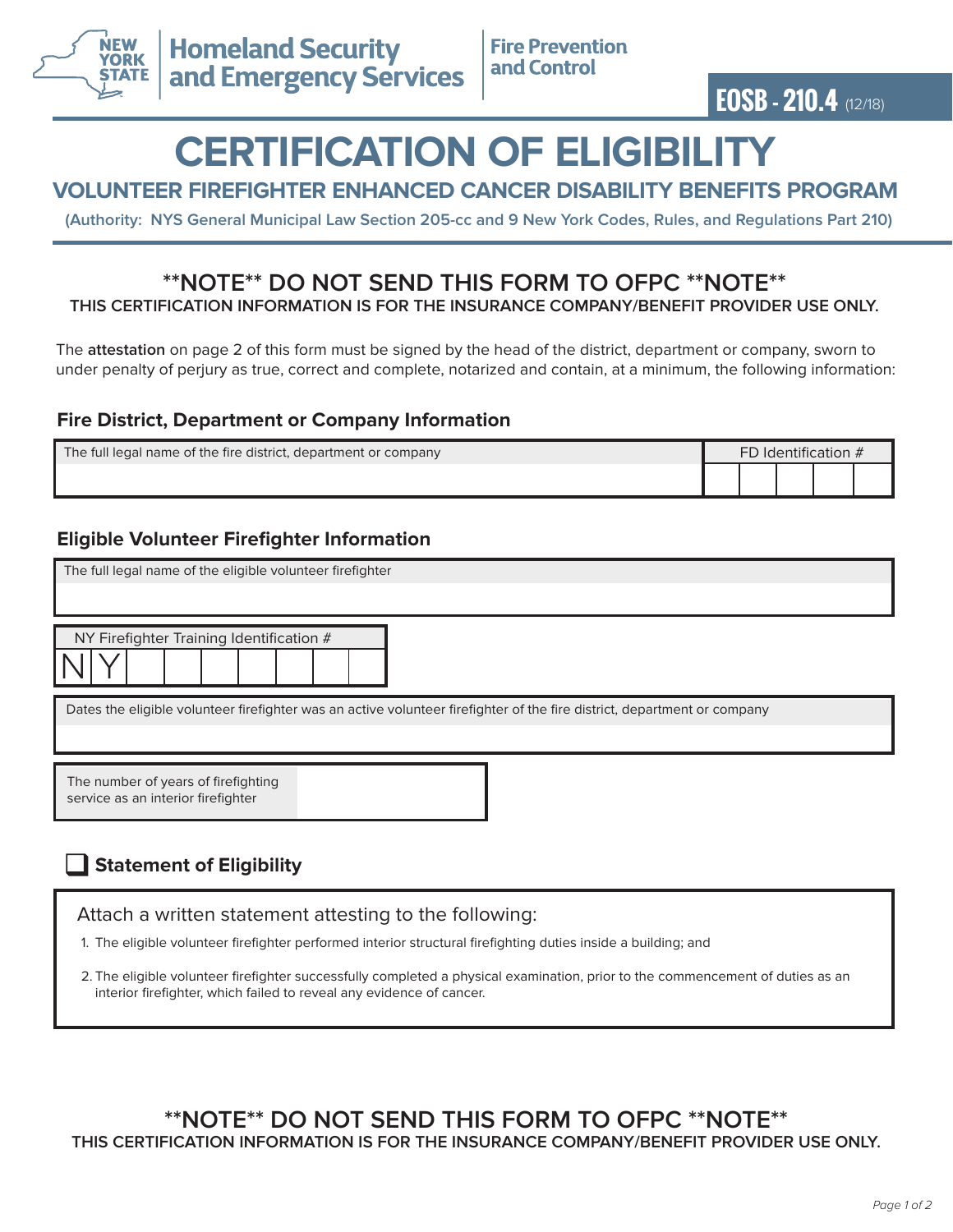New York State Homeland Security and Emergency Services | Fire Prevention and Control

**EOSB - 210.4** (12/18)

# CERTIFICATION OF ELIGIBILITY

## VOLUNTEER FIREFIGHTER ENHANCED CANCER DISABILITY BENEFITS PROGRAM

**(Authority: NYS General Municipal Law Section 205-cc and 9 New York Codes, Rules, and Regulations Part 210)**

### **NOTE** DO NOT SEND THIS FORM TO OFPC **NOTE**

**THIS CERTIFICATION INFORMATION IS FOR THE INSURANCE COMPANY/BENEFIT PROVIDER USE ONLY.**

The **attestation** on page 2 of this form must be signed by the head of the district, department or company, sworn to under penalty of perjury as true, correct and complete, notarized and contain, at a minimum, the following information:

### Fire District, Department or Company Information

| The full legal name of the fire district, department or company | FD Identification # |
|---|---|
| | |

### Eligible Volunteer Firefighter Information

| The full legal name of the eligible volunteer firefighter |
|---|
| |

| NY Firefighter Training Identification # |
|---|
| NY |

| Dates the eligible volunteer firefighter was an active volunteer firefighter of the fire district, department or company |
|---|
| |

| The number of years of firefighting service as an interior firefighter | |
|---|---|

### ☐ Statement of Eligibility

Attach a written statement attesting to the following:

1. The eligible volunteer firefighter performed interior structural firefighting duties inside a building; and
2. The eligible volunteer firefighter successfully completed a physical examination, prior to the commencement of duties as an interior firefighter, which failed to reveal any evidence of cancer.

### **NOTE** DO NOT SEND THIS FORM TO OFPC **NOTE**

**THIS CERTIFICATION INFORMATION IS FOR THE INSURANCE COMPANY/BENEFIT PROVIDER USE ONLY.**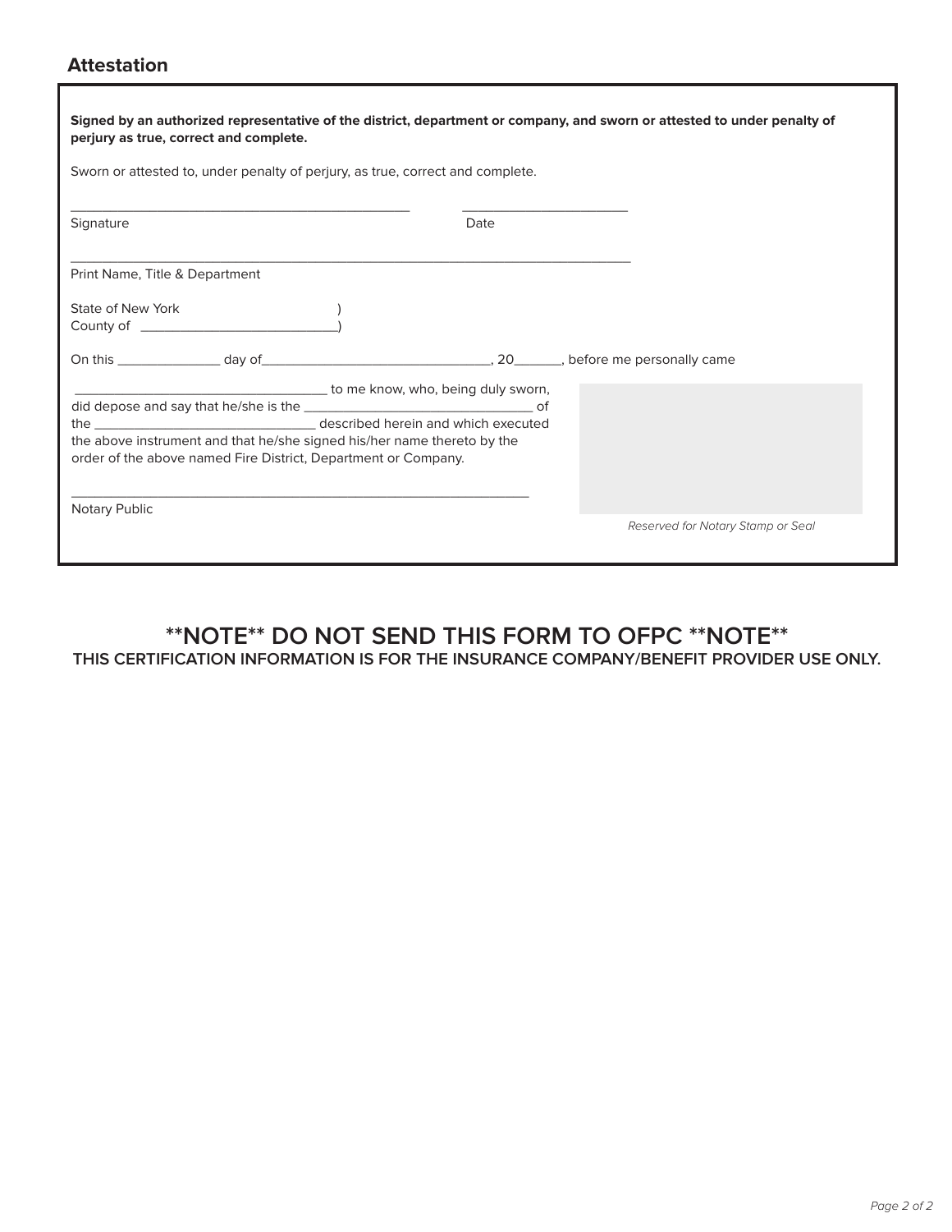## Attestation

**Signed by an authorized representative of the district, department or company, and sworn or attested to under penalty of perjury as true, correct and complete.**

Sworn or attested to, under penalty of perjury, as true, correct and complete.

_______________________________________________ _______________________

Signature Date

______________________________________________________________________________

Print Name, Title & Department

State of New York )

County of ____________________________)

On this ______________ day of________________________________, 20_______, before me personally came

___________________________________ to me know, who, being duly sworn, did depose and say that he/she is the _________________________________ of the _______________________________ described herein and which executed the above instrument and that he/she signed his/her name thereto by the order of the above named Fire District, Department or Company.

________________________________________________________________

Notary Public

*Reserved for Notary Stamp or Seal*

**\*\*NOTE\*\* DO NOT SEND THIS FORM TO OFPC \*\*NOTE\*\***

**THIS CERTIFICATION INFORMATION IS FOR THE INSURANCE COMPANY/BENEFIT PROVIDER USE ONLY.**